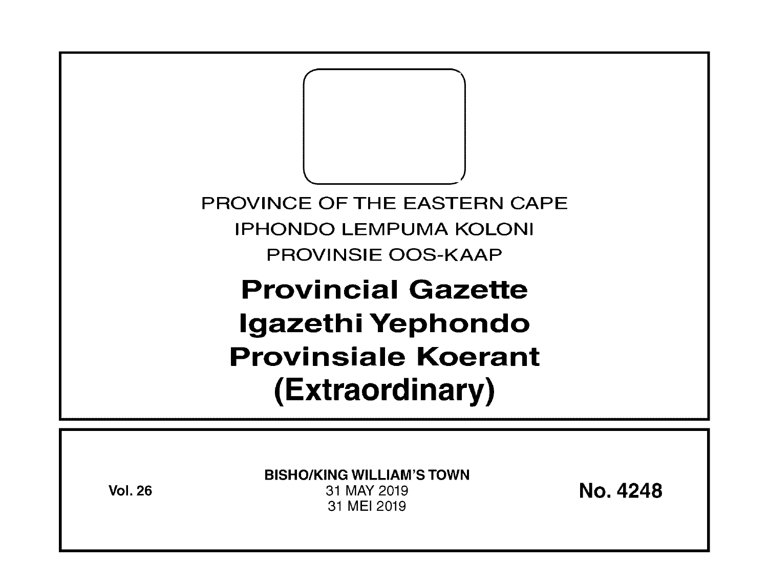PROVINCE OF THE EASTERN CAPE

IPHONDO LEMPUMA KOLONI

PROVINSIE OOS-KAAP

# Provincial Gazette
# Igazethi Yephondo
# Provinsiale Koerant
# (Extraordinary)

**Vol. 26**

**BISHO/KING WILLIAM'S TOWN**

31 MAY 2019

31 MEI 2019

**No. 4248**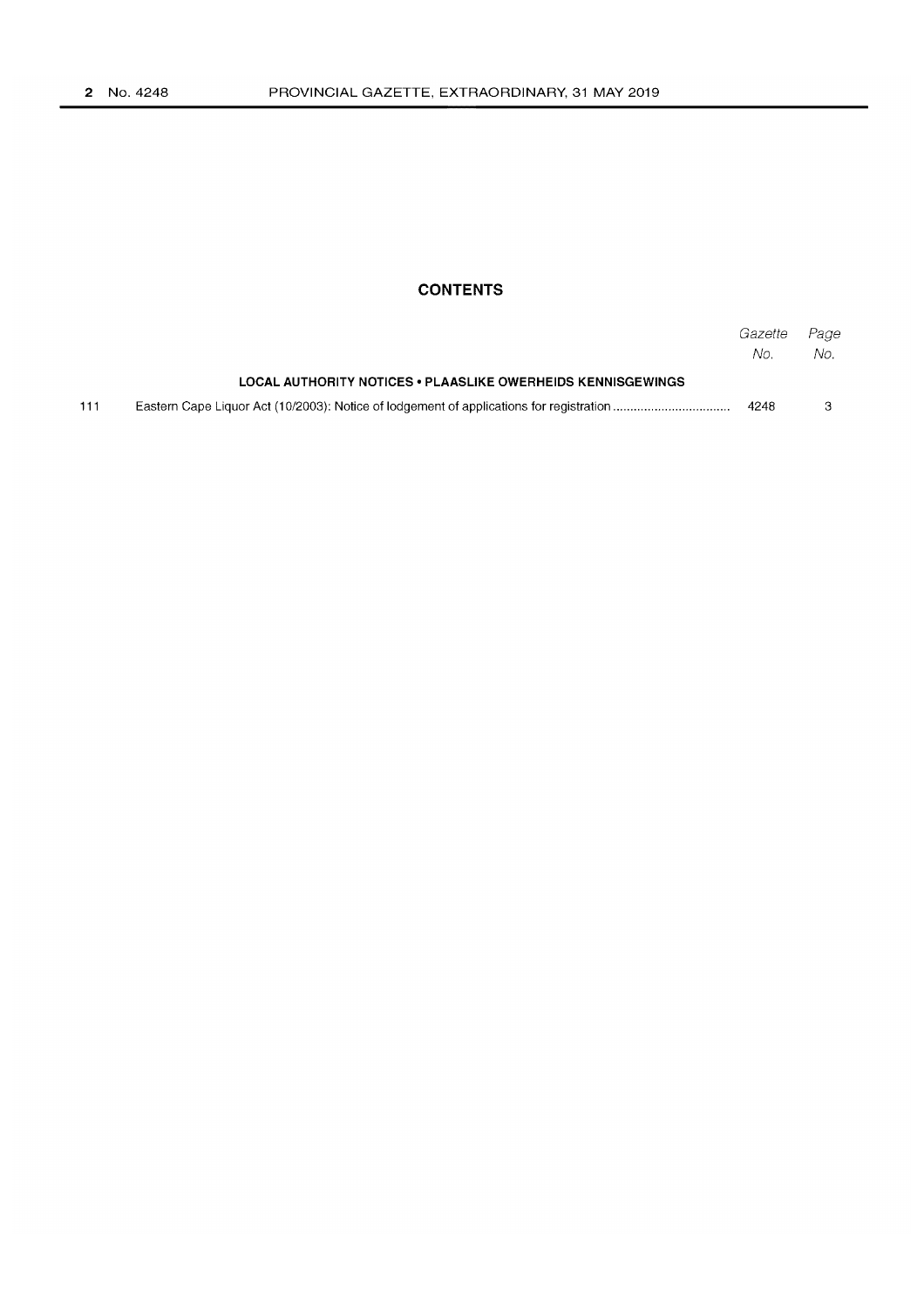## CONTENTS

| | | Gazette No. | Page No. |
|---|---|---|---|
| | **LOCAL AUTHORITY NOTICES • PLAASLIKE OWERHEIDS KENNISGEWINGS** | | |
| 111 | Eastern Cape Liquor Act (10/2003): Notice of lodgement of applications for registration | 4248 | 3 |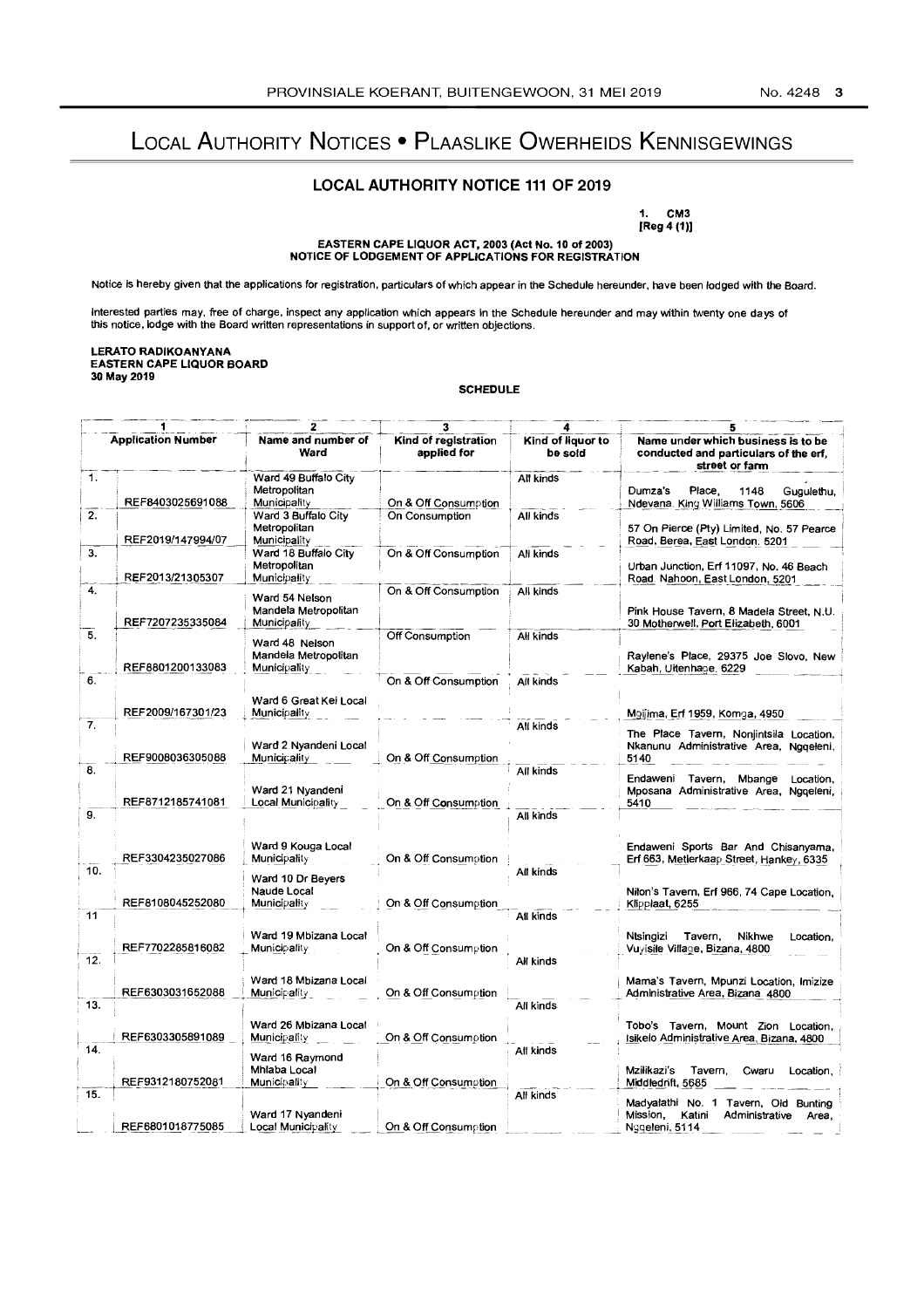# Local Authority Notices • Plaaslike Owerheids Kennisgewings

## LOCAL AUTHORITY NOTICE 111 OF 2019

**1. CM3**
**[Reg 4 (1)]**

**EASTERN CAPE LIQUOR ACT, 2003 (Act No. 10 of 2003)**
**NOTICE OF LODGEMENT OF APPLICATIONS FOR REGISTRATION**

Notice is hereby given that the applications for registration, particulars of which appear in the Schedule hereunder, have been lodged with the Board.

Interested parties may, free of charge, inspect any application which appears in the Schedule hereunder and may within twenty one days of this notice, lodge with the Board written representations in support of, or written objections.

**LERATO RADIKOANYANA**
**EASTERN CAPE LIQUOR BOARD**
**30 May 2019**

**SCHEDULE**

| | 1 | 2 | 3 | 4 | 5 |
|---|---|---|---|---|---|
| | **Application Number** | **Name and number of Ward** | **Kind of registration applied for** | **Kind of liquor to be sold** | **Name under which business is to be conducted and particulars of the erf, street or farm** |
| 1. | REF8403025691088 | Ward 49 Buffalo City Metropolitan Municipality | On & Off Consumption | All kinds | Dumza's Place, 1148 Gugulethu, Ndevana, King Williams Town, 5606 |
| 2. | REF2019/147994/07 | Ward 3 Buffalo City Metropolitan Municipality | On Consumption | All kinds | 57 On Pierce (Pty) Limited, No. 57 Pearce Road, Berea, East London, 5201 |
| 3. | REF2013/21305307 | Ward 18 Buffalo City Metropolitan Municipality | On & Off Consumption | All kinds | Urban Junction, Erf 11097, No. 46 Beach Road, Nahoon, East London, 5201 |
| 4. | REF7207235335084 | Ward 54 Nelson Mandela Metropolitan Municipality | On & Off Consumption | All kinds | Pink House Tavern, 8 Madela Street, N.U. 30 Motherwell, Port Elizabeth, 6001 |
| 5. | REF8801200133083 | Ward 48 Nelson Mandela Metropolitan Municipality | Off Consumption | All kinds | Raylene's Place, 29375 Joe Slovo, New Kabah, Uitenhage, 6229 |
| 6. | REF2009/167301/23 | Ward 6 Great Kei Local Municipality | On & Off Consumption | All kinds | Mgijima, Erf 1959, Komga, 4950 |
| 7. | REF9008036305088 | Ward 2 Nyandeni Local Municipality | On & Off Consumption | All kinds | The Place Tavern, Nonjintsila Location, Nkanunu Administrative Area, Ngqeleni, 5140 |
| 8. | REF8712185741081 | Ward 21 Nyandeni Local Municipality | On & Off Consumption | All kinds | Endaweni Tavern, Mbange Location, Mposana Administrative Area, Ngqeleni, 5410 |
| 9. | REF3304235027086 | Ward 9 Kouga Local Municipality | On & Off Consumption | All kinds | Endaweni Sports Bar And Chisanyama, Erf 663, Metlerkaap Street, Hankey, 6335 |
| 10. | REF8108045252080 | Ward 10 Dr Beyers Naude Local Municipality | On & Off Consumption | All kinds | Niton's Tavern, Erf 966, 74 Cape Location, Klipplaat, 6255 |
| 11 | REF7702285816082 | Ward 19 Mbizana Local Municipality | On & Off Consumption | All kinds | Ntsingizi Tavern, Nikhwe Location, Vuyisile Village, Bizana, 4800 |
| 12. | REF6303031652088 | Ward 18 Mbizana Local Municipality | On & Off Consumption | All kinds | Mama's Tavern, Mpunzi Location, Imizize Administrative Area, Bizana 4800 |
| 13. | REF6303305891089 | Ward 26 Mbizana Local Municipality | On & Off Consumption | All kinds | Tobo's Tavern, Mount Zion Location, Isikelo Administrative Area, Bizana, 4800 |
| 14. | REF9312180752081 | Ward 16 Raymond Mhlaba Local Municipality | On & Off Consumption | All kinds | Mzilikazi's Tavern, Cwaru Location, Middledrift, 5685 |
| 15. | REF6801018775085 | Ward 17 Nyandeni Local Municipality | On & Off Consumption | All kinds | Madyalathi No. 1 Tavern, Old Bunting Mission, Katini Administrative Area, Ngqeleni, 5114 |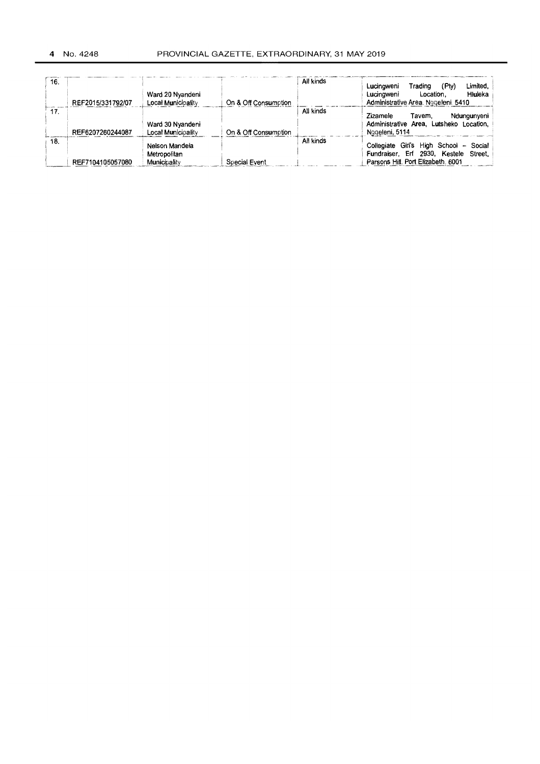| | | | | | |
|---|---|---|---|---|---|
| 16. | REF2015/331792/07 | Ward 20 Nyandeni Local Municipality | On & Off Consumption | All kinds | Lucingweni Trading (Pty) Limited, Lucingweni Location, Hluleka Administrative Area, Ngqeleni 5410 |
| 17. | REF6207260244087 | Ward 30 Nyandeni Local Municipality | On & Off Consumption | All kinds | Zizamele Tavern, Ndungunyeni Administrative Area, Lutsheko Location, Ngqeleni, 5114 |
| 18. | REF7104105057080 | Nelson Mandela Metropolitan Municipality | Special Event | All kinds | Collegiate Girl's High School – Social Fundraiser, Erf 2930, Kestele Street, Parsons Hill, Port Elizabeth, 6001 |